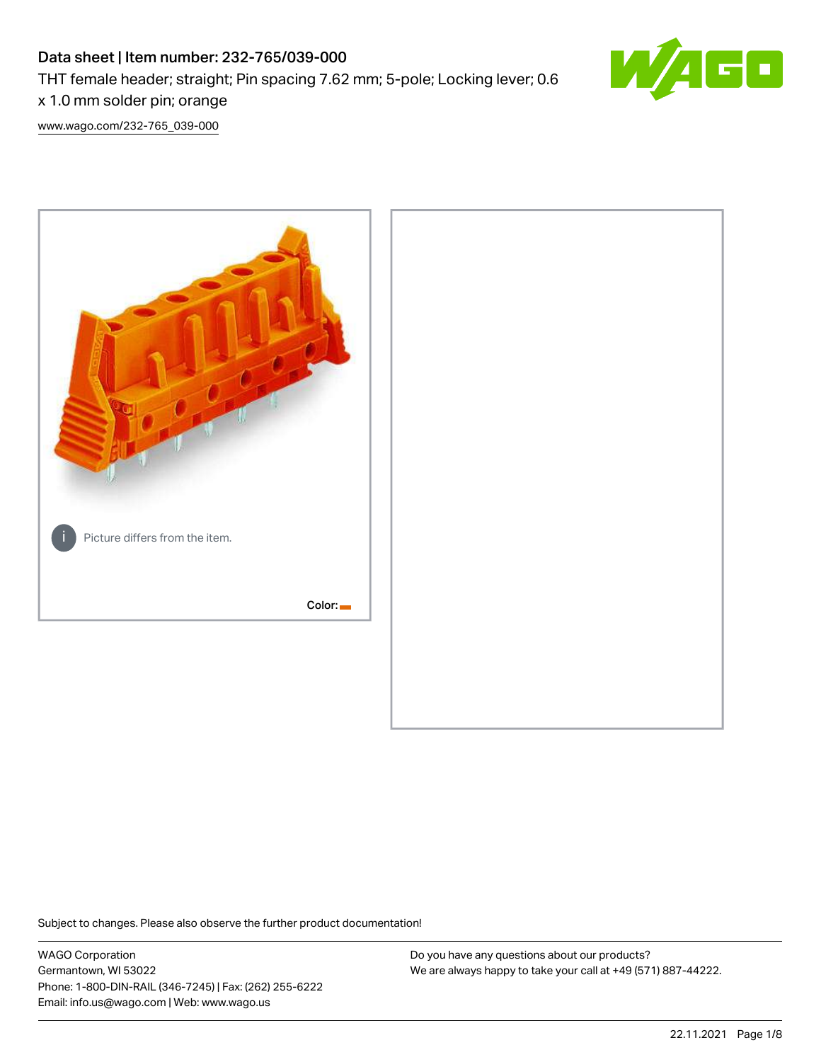# Data sheet | Item number: 232-765/039-000

THT female header; straight; Pin spacing 7.62 mm; 5-pole; Locking lever; 0.6 x 1.0 mm solder pin; orange

[www.wago.com/232-765_039-000](www.wago.com/232-765_039-000)

Picture differs from the item.

Color:

Subject to changes. Please also observe the further product documentation!

WAGO Corporation
Germantown, WI 53022
Phone: 1-800-DIN-RAIL (346-7245) | Fax: (262) 255-6222
Email: info.us@wago.com | Web: www.wago.us

Do you have any questions about our products?
We are always happy to take your call at +49 (571) 887-44222.

22.11.2021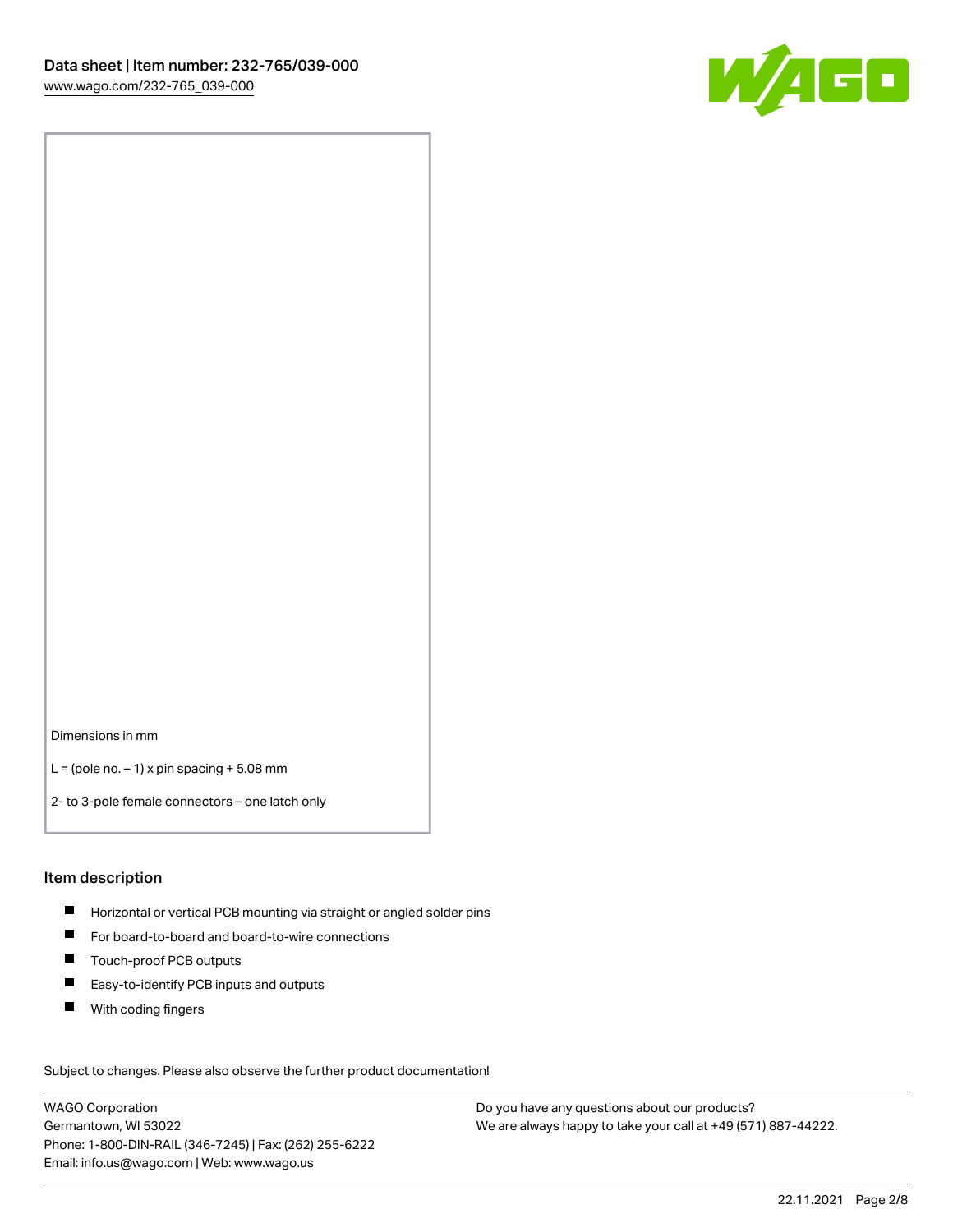Dimensions in mm

L = (pole no. − 1) x pin spacing + 5.08 mm

2- to 3-pole female connectors – one latch only

## Item description

- Horizontal or vertical PCB mounting via straight or angled solder pins
- For board-to-board and board-to-wire connections
- Touch-proof PCB outputs
- Easy-to-identify PCB inputs and outputs
- With coding fingers

Subject to changes. Please also observe the further product documentation!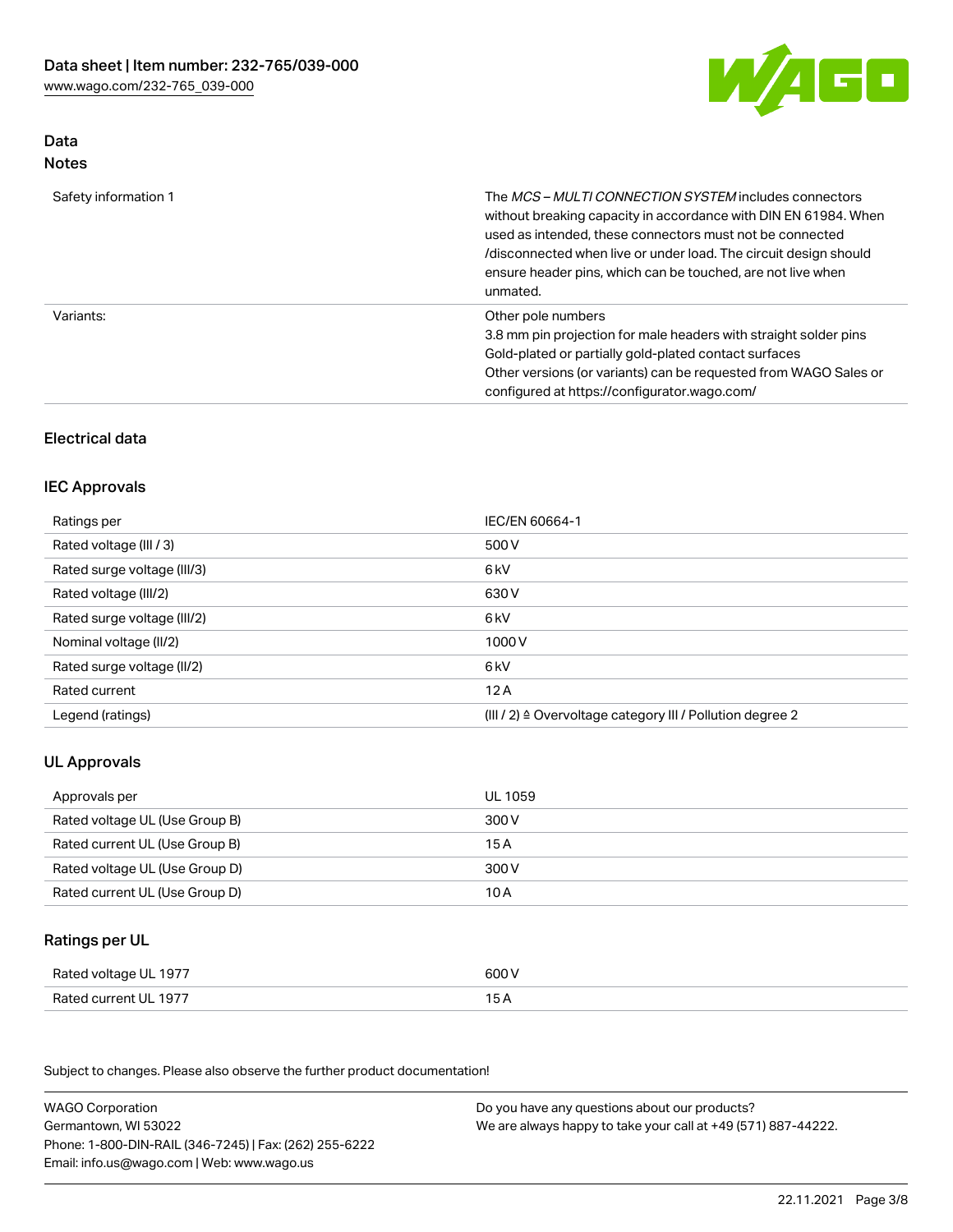## Data

### Notes

| | |
|---|---|
| Safety information 1 | The *MCS – MULTI CONNECTION SYSTEM* includes connectors without breaking capacity in accordance with DIN EN 61984. When used as intended, these connectors must not be connected /disconnected when live or under load. The circuit design should ensure header pins, which can be touched, are not live when unmated. |
| Variants: | Other pole numbers<br>3.8 mm pin projection for male headers with straight solder pins<br>Gold-plated or partially gold-plated contact surfaces<br>Other versions (or variants) can be requested from WAGO Sales or configured at https://configurator.wago.com/ |

## Electrical data

### IEC Approvals

| | |
|---|---|
| Ratings per | IEC/EN 60664-1 |
| Rated voltage (III / 3) | 500 V |
| Rated surge voltage (III/3) | 6 kV |
| Rated voltage (III/2) | 630 V |
| Rated surge voltage (III/2) | 6 kV |
| Nominal voltage (II/2) | 1000 V |
| Rated surge voltage (II/2) | 6 kV |
| Rated current | 12 A |
| Legend (ratings) | (III / 2) ≙ Overvoltage category III / Pollution degree 2 |

### UL Approvals

| | |
|---|---|
| Approvals per | UL 1059 |
| Rated voltage UL (Use Group B) | 300 V |
| Rated current UL (Use Group B) | 15 A |
| Rated voltage UL (Use Group D) | 300 V |
| Rated current UL (Use Group D) | 10 A |

### Ratings per UL

| | |
|---|---|
| Rated voltage UL 1977 | 600 V |
| Rated current UL 1977 | 15 A |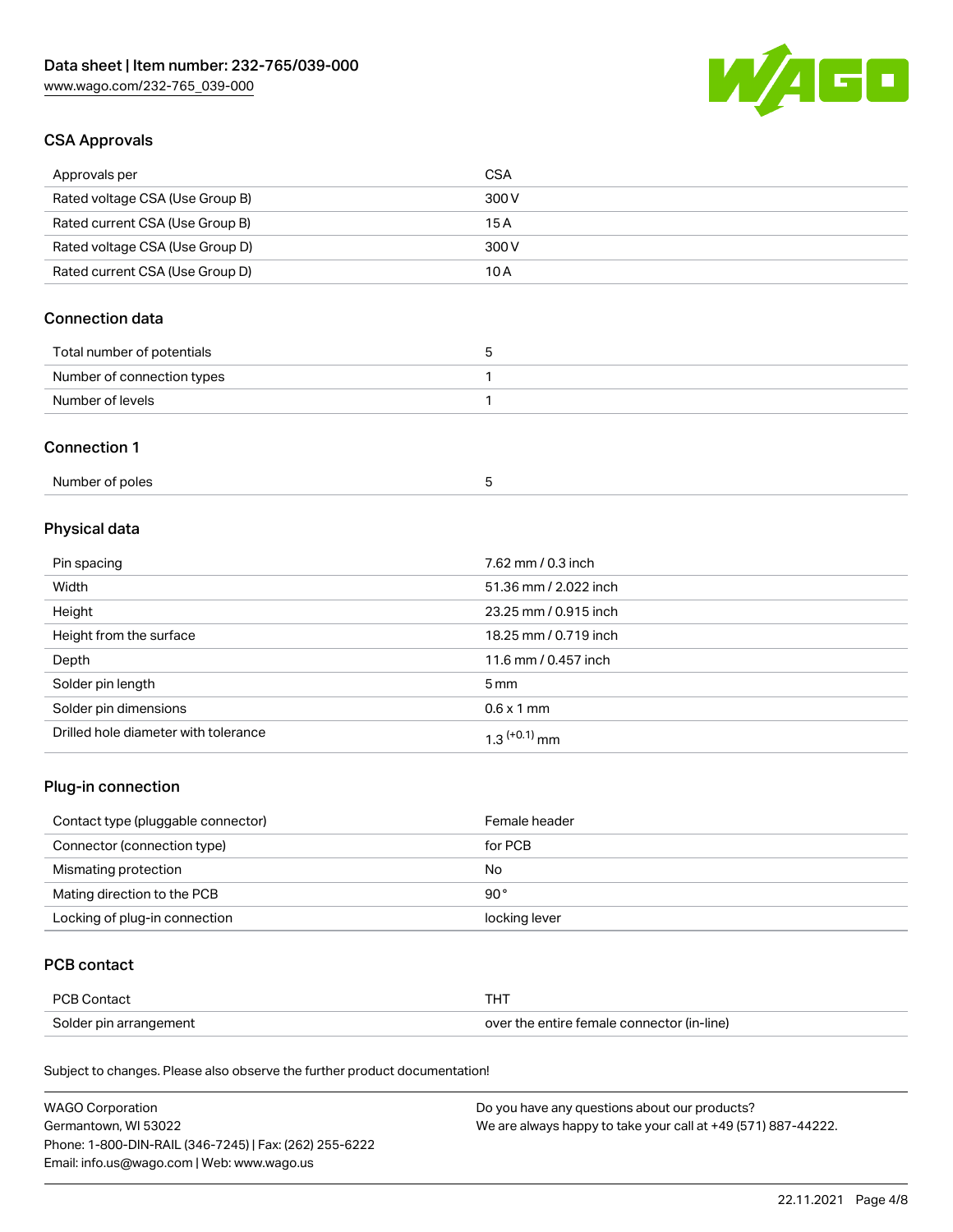## CSA Approvals

| | |
|---|---|
| Approvals per | CSA |
| Rated voltage CSA (Use Group B) | 300 V |
| Rated current CSA (Use Group B) | 15 A |
| Rated voltage CSA (Use Group D) | 300 V |
| Rated current CSA (Use Group D) | 10 A |

## Connection data

| | |
|---|---|
| Total number of potentials | 5 |
| Number of connection types | 1 |
| Number of levels | 1 |

## Connection 1

| | |
|---|---|
| Number of poles | 5 |

## Physical data

| | |
|---|---|
| Pin spacing | 7.62 mm / 0.3 inch |
| Width | 51.36 mm / 2.022 inch |
| Height | 23.25 mm / 0.915 inch |
| Height from the surface | 18.25 mm / 0.719 inch |
| Depth | 11.6 mm / 0.457 inch |
| Solder pin length | 5 mm |
| Solder pin dimensions | 0.6 x 1 mm |
| Drilled hole diameter with tolerance | $1.3^{(+0.1)}$ mm |

## Plug-in connection

| | |
|---|---|
| Contact type (pluggable connector) | Female header |
| Connector (connection type) | for PCB |
| Mismating protection | No |
| Mating direction to the PCB | 90 ° |
| Locking of plug-in connection | locking lever |

## PCB contact

| | |
|---|---|
| PCB Contact | THT |
| Solder pin arrangement | over the entire female connector (in-line) |

Subject to changes. Please also observe the further product documentation!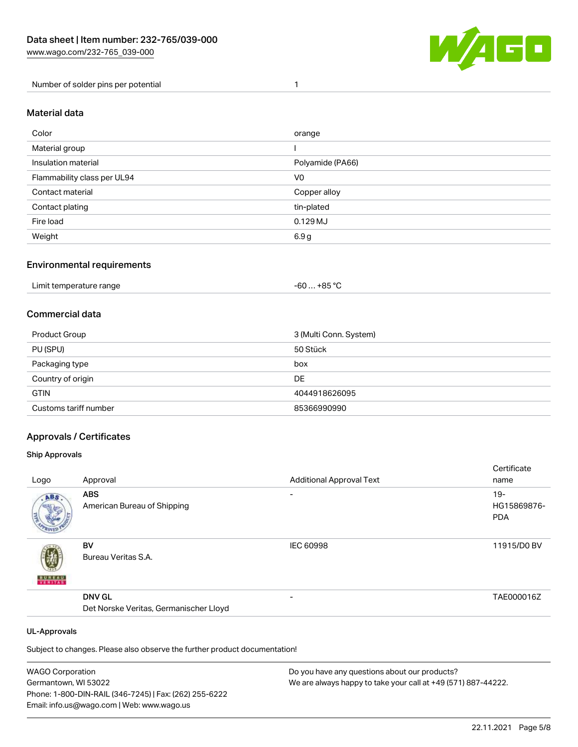| Number of solder pins per potential | 1 |
| --- | --- |

## Material data

| Color | orange |
| --- | --- |
| Material group | I |
| Insulation material | Polyamide (PA66) |
| Flammability class per UL94 | V0 |
| Contact material | Copper alloy |
| Contact plating | tin-plated |
| Fire load | 0.129 MJ |
| Weight | 6.9 g |

## Environmental requirements

| Limit temperature range | -60 … +85 °C |
| --- | --- |

## Commercial data

| Product Group | 3 (Multi Conn. System) |
| --- | --- |
| PU (SPU) | 50 Stück |
| Packaging type | box |
| Country of origin | DE |
| GTIN | 4044918626095 |
| Customs tariff number | 85366990990 |

## Approvals / Certificates

### Ship Approvals

| Logo | Approval | Additional Approval Text | Certificate name |
| --- | --- | --- | --- |
| | **ABS**<br>American Bureau of Shipping | - | 19-HG15869876-PDA |
| | **BV**<br>Bureau Veritas S.A. | IEC 60998 | 11915/D0 BV |
| | **DNV GL**<br>Det Norske Veritas, Germanischer Lloyd | - | TAE000016Z |

### UL-Approvals

Subject to changes. Please also observe the further product documentation!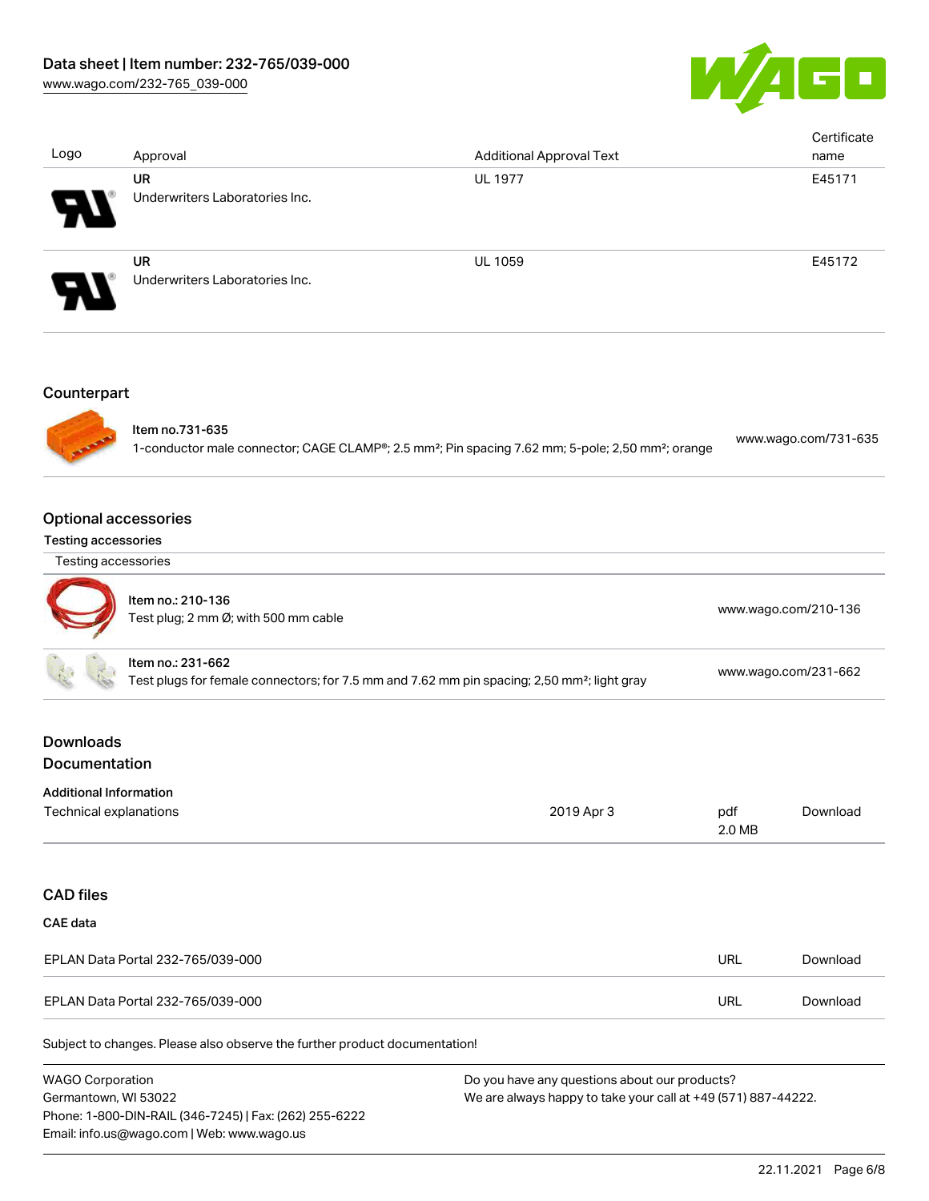| Logo | Approval | Additional Approval Text | Certificate name |
| --- | --- | --- | --- |
| | UR<br>Underwriters Laboratories Inc. | UL 1977 | E45171 |
| | UR<br>Underwriters Laboratories Inc. | UL 1059 | E45172 |

## Counterpart

| Item | Link |
| --- | --- |
| Item no.731-635<br>1-conductor male connector; CAGE CLAMP®; 2.5 mm²; Pin spacing 7.62 mm; 5-pole; 2,50 mm²; orange | www.wago.com/731-635 |

## Optional accessories

### Testing accessories

| Testing accessories | |
| --- | --- |
| Item no.: 210-136<br>Test plug; 2 mm Ø; with 500 mm cable | www.wago.com/210-136 |
| Item no.: 231-662<br>Test plugs for female connectors; for 7.5 mm and 7.62 mm pin spacing; 2,50 mm²; light gray | www.wago.com/231-662 |

## Downloads

## Documentation

### Additional Information

| | | | |
| --- | --- | --- | --- |
| Technical explanations | 2019 Apr 3 | pdf<br>2.0 MB | Download |

## CAD files

### CAE data

| | | |
| --- | --- | --- |
| EPLAN Data Portal 232-765/039-000 | URL | Download |
| EPLAN Data Portal 232-765/039-000 | URL | Download |

Subject to changes. Please also observe the further product documentation!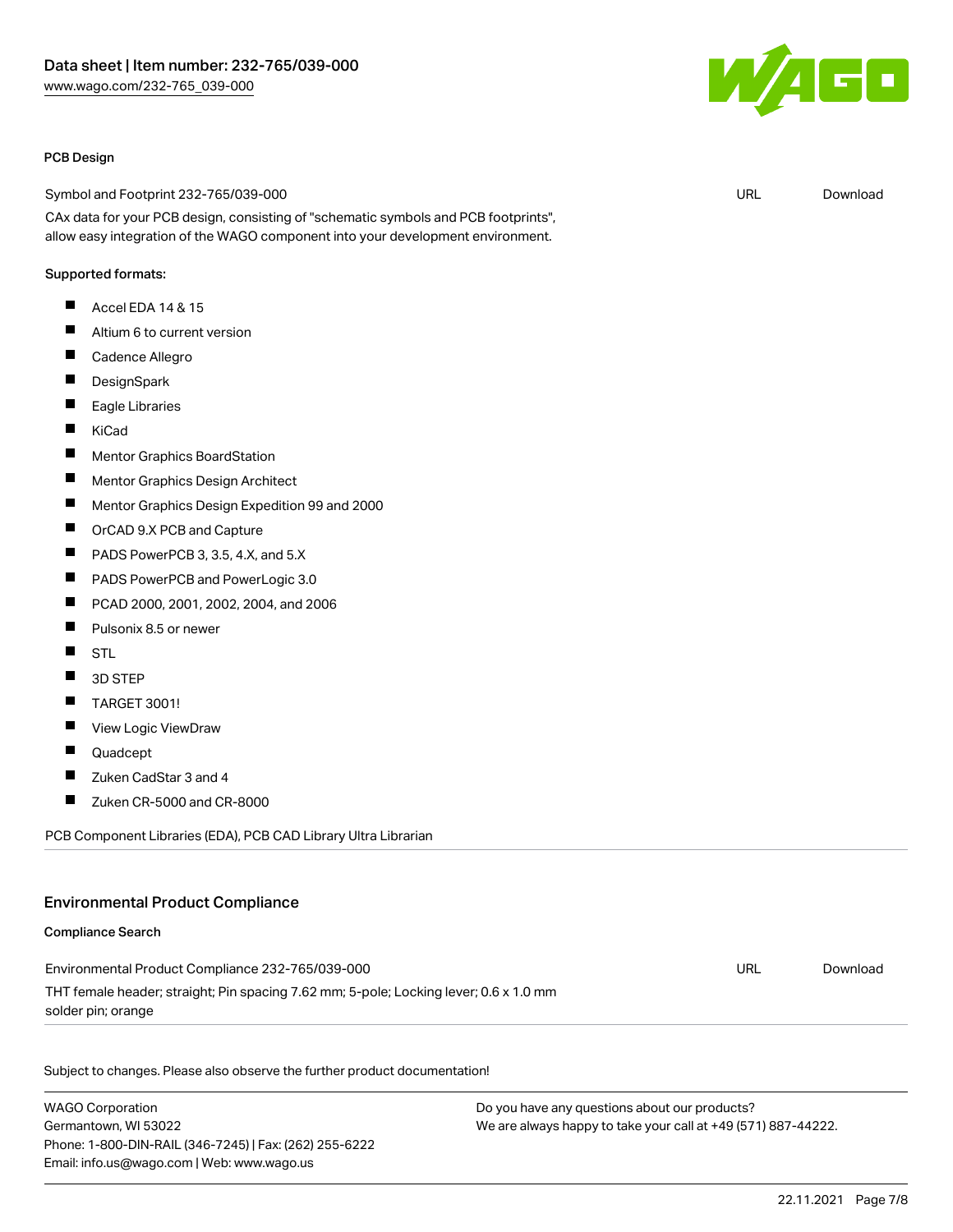#### PCB Design

| | | |
|---|---|---|
| Symbol and Footprint 232-765/039-000 | URL | Download |
| CAx data for your PCB design, consisting of "schematic symbols and PCB footprints", allow easy integration of the WAGO component into your development environment. | | |

Supported formats:

- Accel EDA 14 & 15
- Altium 6 to current version
- Cadence Allegro
- DesignSpark
- Eagle Libraries
- KiCad
- Mentor Graphics BoardStation
- Mentor Graphics Design Architect
- Mentor Graphics Design Expedition 99 and 2000
- OrCAD 9.X PCB and Capture
- PADS PowerPCB 3, 3.5, 4.X, and 5.X
- PADS PowerPCB and PowerLogic 3.0
- PCAD 2000, 2001, 2002, 2004, and 2006
- Pulsonix 8.5 or newer
- STL
- 3D STEP
- TARGET 3001!
- View Logic ViewDraw
- Quadcept
- Zuken CadStar 3 and 4
- Zuken CR-5000 and CR-8000

PCB Component Libraries (EDA), PCB CAD Library Ultra Librarian

## Environmental Product Compliance

#### Compliance Search

| | | |
|---|---|---|
| Environmental Product Compliance 232-765/039-000 | URL | Download |
| THT female header; straight; Pin spacing 7.62 mm; 5-pole; Locking lever; 0.6 x 1.0 mm solder pin; orange | | |

Subject to changes. Please also observe the further product documentation!

WAGO Corporation
Germantown, WI 53022
Phone: 1-800-DIN-RAIL (346-7245) | Fax: (262) 255-6222
Email: info.us@wago.com | Web: www.wago.us

Do you have any questions about our products?
We are always happy to take your call at +49 (571) 887-44222.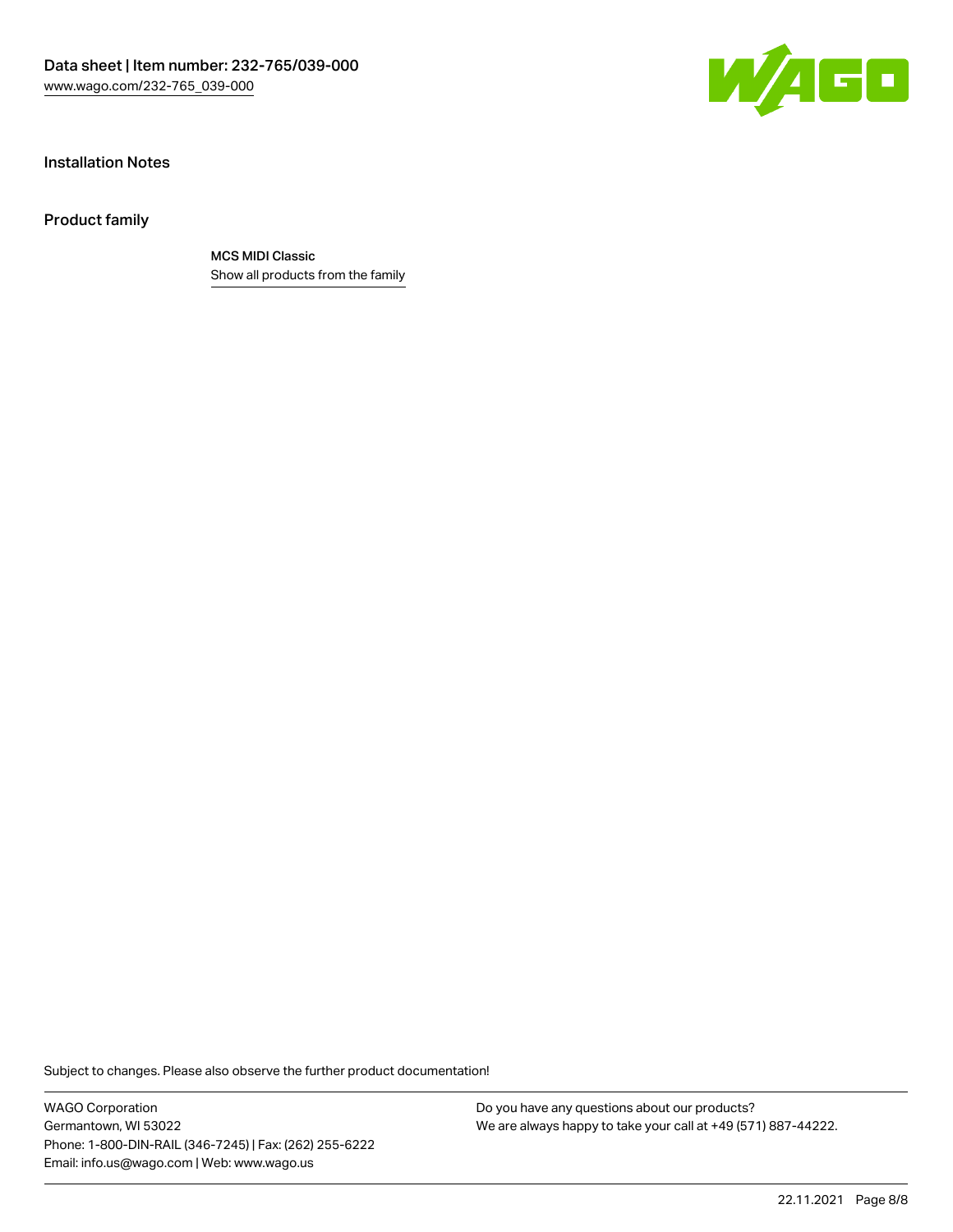## Installation Notes

## Product family

MCS MIDI Classic
Show all products from the family

Subject to changes. Please also observe the further product documentation!

WAGO Corporation
Germantown, WI 53022
Phone: 1-800-DIN-RAIL (346-7245) | Fax: (262) 255-6222
Email: info.us@wago.com | Web: www.wago.us

Do you have any questions about our products?
We are always happy to take your call at +49 (571) 887-44222.

22.11.2021